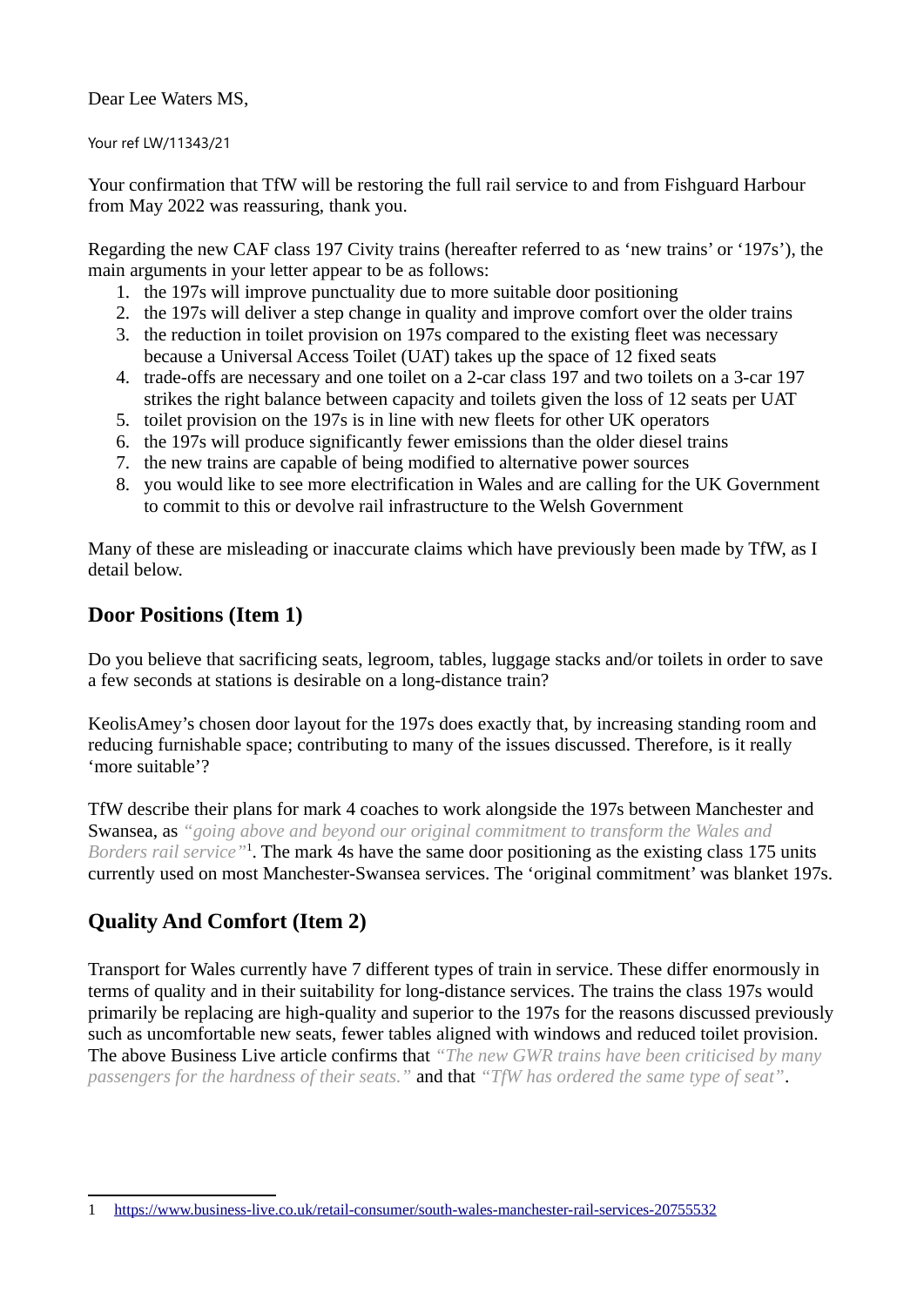Dear Lee Waters MS,

Your ref LW/11343/21

Your confirmation that TfW will be restoring the full rail service to and from Fishguard Harbour from May 2022 was reassuring, thank you.

Regarding the new CAF class 197 Civity trains (hereafter referred to as 'new trains' or '197s'), the main arguments in your letter appear to be as follows:

1. the 197s will improve punctuality due to more suitable door positioning
2. the 197s will deliver a step change in quality and improve comfort over the older trains
3. the reduction in toilet provision on 197s compared to the existing fleet was necessary because a Universal Access Toilet (UAT) takes up the space of 12 fixed seats
4. trade-offs are necessary and one toilet on a 2-car class 197 and two toilets on a 3-car 197 strikes the right balance between capacity and toilets given the loss of 12 seats per UAT
5. toilet provision on the 197s is in line with new fleets for other UK operators
6. the 197s will produce significantly fewer emissions than the older diesel trains
7. the new trains are capable of being modified to alternative power sources
8. you would like to see more electrification in Wales and are calling for the UK Government to commit to this or devolve rail infrastructure to the Welsh Government

Many of these are misleading or inaccurate claims which have previously been made by TfW, as I detail below.

## Door Positions (Item 1)

Do you believe that sacrificing seats, legroom, tables, luggage stacks and/or toilets in order to save a few seconds at stations is desirable on a long-distance train?

KeolisAmey's chosen door layout for the 197s does exactly that, by increasing standing room and reducing furnishable space; contributing to many of the issues discussed. Therefore, is it really 'more suitable'?

TfW describe their plans for mark 4 coaches to work alongside the 197s between Manchester and Swansea, as *"going above and beyond our original commitment to transform the Wales and Borders rail service"*[1]. The mark 4s have the same door positioning as the existing class 175 units currently used on most Manchester-Swansea services. The 'original commitment' was blanket 197s.

## Quality And Comfort (Item 2)

Transport for Wales currently have 7 different types of train in service. These differ enormously in terms of quality and in their suitability for long-distance services. The trains the class 197s would primarily be replacing are high-quality and superior to the 197s for the reasons discussed previously such as uncomfortable new seats, fewer tables aligned with windows and reduced toilet provision. The above Business Live article confirms that *"The new GWR trains have been criticised by many passengers for the hardness of their seats."* and that *"TfW has ordered the same type of seat"*.

---

1 https://www.business-live.co.uk/retail-consumer/south-wales-manchester-rail-services-20755532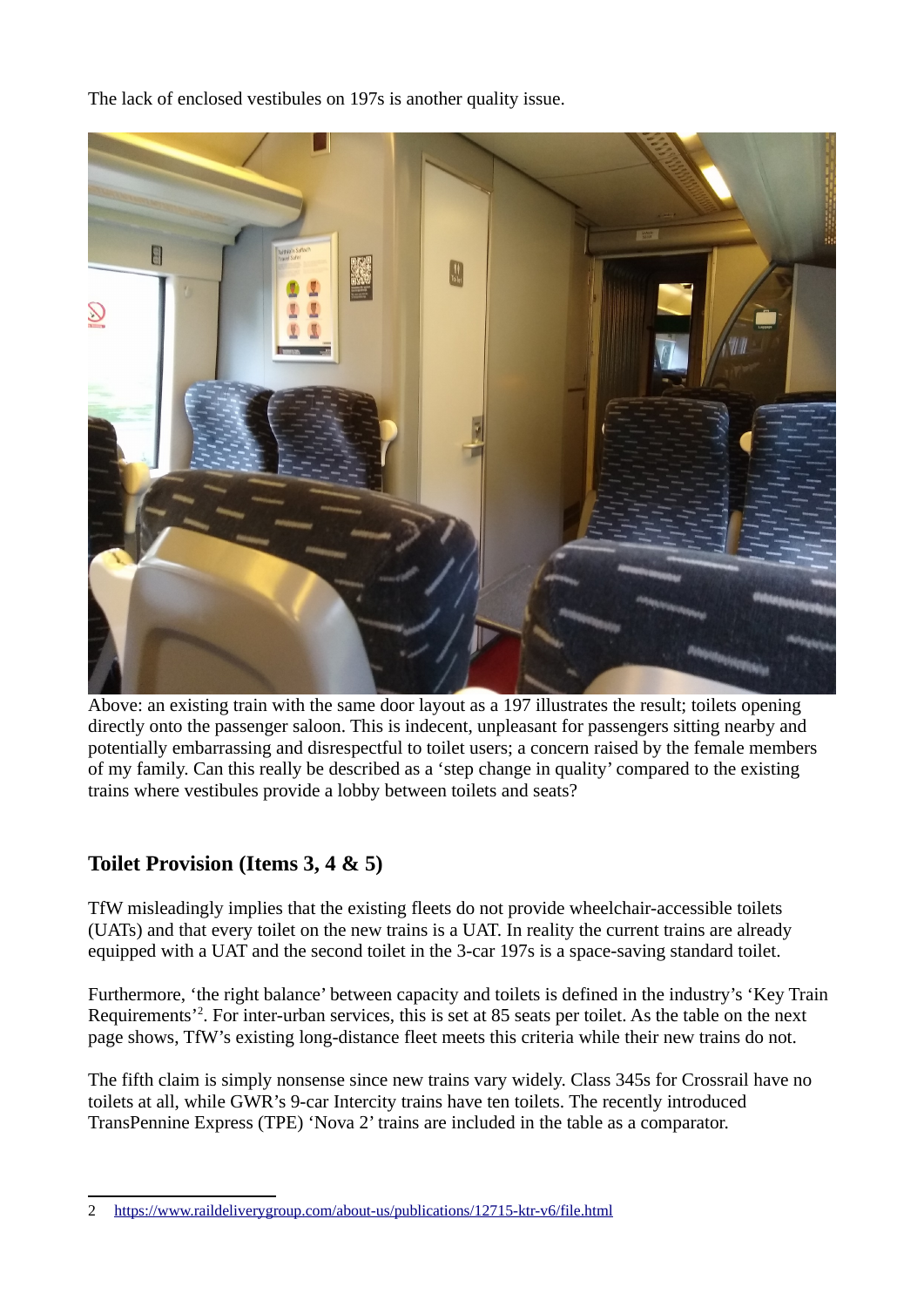The lack of enclosed vestibules on 197s is another quality issue.

Above: an existing train with the same door layout as a 197 illustrates the result; toilets opening directly onto the passenger saloon. This is indecent, unpleasant for passengers sitting nearby and potentially embarrassing and disrespectful to toilet users; a concern raised by the female members of my family. Can this really be described as a 'step change in quality' compared to the existing trains where vestibules provide a lobby between toilets and seats?

## Toilet Provision (Items 3, 4 & 5)

TfW misleadingly implies that the existing fleets do not provide wheelchair-accessible toilets (UATs) and that every toilet on the new trains is a UAT. In reality the current trains are already equipped with a UAT and the second toilet in the 3-car 197s is a space-saving standard toilet.

Furthermore, 'the right balance' between capacity and toilets is defined in the industry's 'Key Train Requirements'[2]. For inter-urban services, this is set at 85 seats per toilet. As the table on the next page shows, TfW's existing long-distance fleet meets this criteria while their new trains do not.

The fifth claim is simply nonsense since new trains vary widely. Class 345s for Crossrail have no toilets at all, while GWR's 9-car Intercity trains have ten toilets. The recently introduced TransPennine Express (TPE) 'Nova 2' trains are included in the table as a comparator.

---

2 https://www.raildeliverygroup.com/about-us/publications/12715-ktr-v6/file.html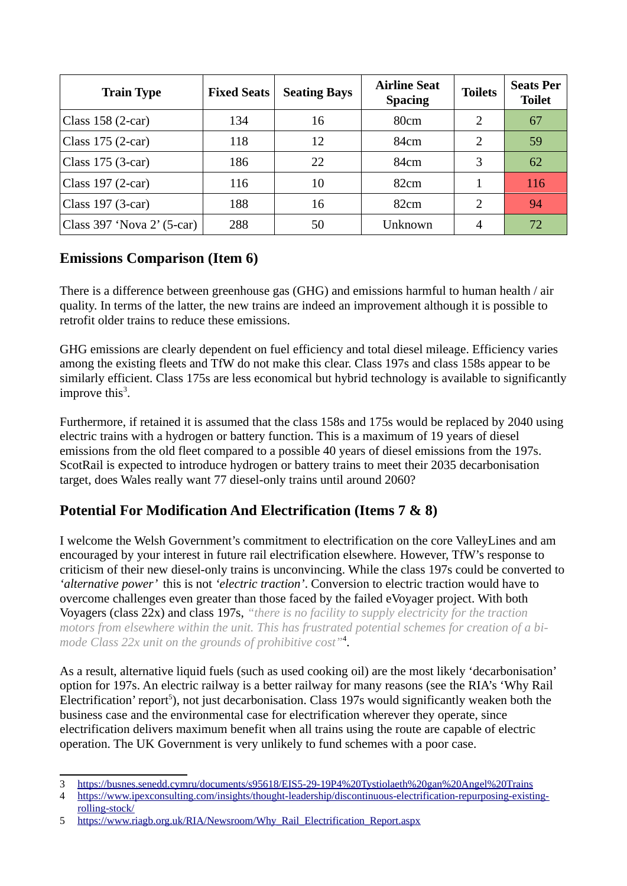| Train Type | Fixed Seats | Seating Bays | Airline Seat Spacing | Toilets | Seats Per Toilet |
| --- | --- | --- | --- | --- | --- |
| Class 158 (2-car) | 134 | 16 | 80cm | 2 | 67 |
| Class 175 (2-car) | 118 | 12 | 84cm | 2 | 59 |
| Class 175 (3-car) | 186 | 22 | 84cm | 3 | 62 |
| Class 197 (2-car) | 116 | 10 | 82cm | 1 | 116 |
| Class 197 (3-car) | 188 | 16 | 82cm | 2 | 94 |
| Class 397 'Nova 2' (5-car) | 288 | 50 | Unknown | 4 | 72 |

## Emissions Comparison (Item 6)

There is a difference between greenhouse gas (GHG) and emissions harmful to human health / air quality. In terms of the latter, the new trains are indeed an improvement although it is possible to retrofit older trains to reduce these emissions.

GHG emissions are clearly dependent on fuel efficiency and total diesel mileage. Efficiency varies among the existing fleets and TfW do not make this clear. Class 197s and class 158s appear to be similarly efficient. Class 175s are less economical but hybrid technology is available to significantly improve this[3].

Furthermore, if retained it is assumed that the class 158s and 175s would be replaced by 2040 using electric trains with a hydrogen or battery function. This is a maximum of 19 years of diesel emissions from the old fleet compared to a possible 40 years of diesel emissions from the 197s. ScotRail is expected to introduce hydrogen or battery trains to meet their 2035 decarbonisation target, does Wales really want 77 diesel-only trains until around 2060?

## Potential For Modification And Electrification (Items 7 & 8)

I welcome the Welsh Government's commitment to electrification on the core ValleyLines and am encouraged by your interest in future rail electrification elsewhere. However, TfW's response to criticism of their new diesel-only trains is unconvincing. While the class 197s could be converted to *'alternative power'* this is not *'electric traction'*. Conversion to electric traction would have to overcome challenges even greater than those faced by the failed eVoyager project. With both Voyagers (class 22x) and class 197s, *"there is no facility to supply electricity for the traction motors from elsewhere within the unit. This has frustrated potential schemes for creation of a bi-mode Class 22x unit on the grounds of prohibitive cost"*[4].

As a result, alternative liquid fuels (such as used cooking oil) are the most likely 'decarbonisation' option for 197s. An electric railway is a better railway for many reasons (see the RIA's 'Why Rail Electrification' report[5]), not just decarbonisation. Class 197s would significantly weaken both the business case and the environmental case for electrification wherever they operate, since electrification delivers maximum benefit when all trains using the route are capable of electric operation. The UK Government is very unlikely to fund schemes with a poor case.

---

3 https://busnes.senedd.cymru/documents/s95618/EIS5-29-19P4%20Tystiolaeth%20gan%20Angel%20Trains

4 https://www.ipexconsulting.com/insights/thought-leadership/discontinuous-electrification-repurposing-existing-rolling-stock/

5 https://www.riagb.org.uk/RIA/Newsroom/Why_Rail_Electrification_Report.aspx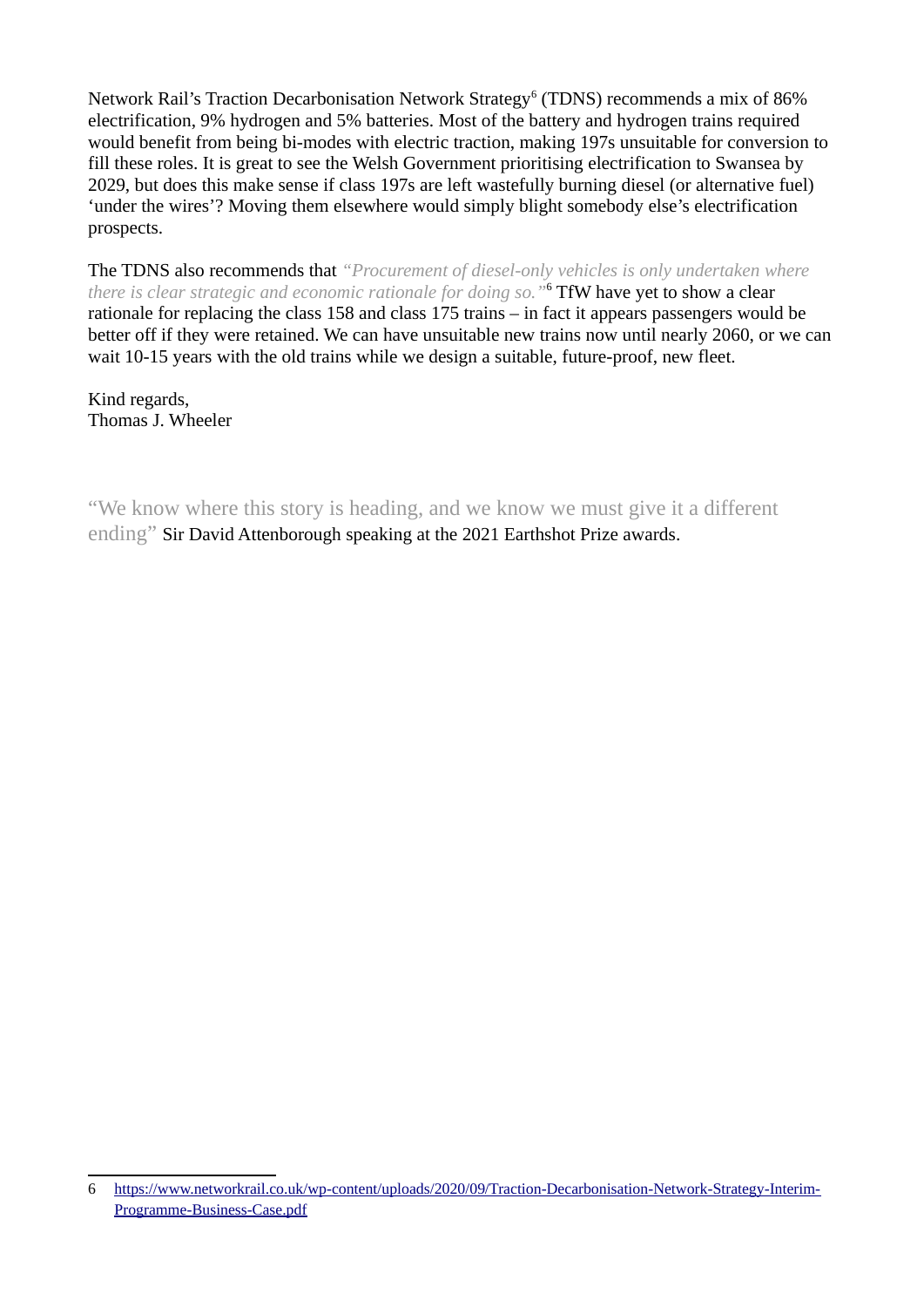Network Rail's Traction Decarbonisation Network Strategy[6] (TDNS) recommends a mix of 86% electrification, 9% hydrogen and 5% batteries. Most of the battery and hydrogen trains required would benefit from being bi-modes with electric traction, making 197s unsuitable for conversion to fill these roles. It is great to see the Welsh Government prioritising electrification to Swansea by 2029, but does this make sense if class 197s are left wastefully burning diesel (or alternative fuel) 'under the wires'? Moving them elsewhere would simply blight somebody else's electrification prospects.

The TDNS also recommends that *"Procurement of diesel-only vehicles is only undertaken where there is clear strategic and economic rationale for doing so."*[6] TfW have yet to show a clear rationale for replacing the class 158 and class 175 trains – in fact it appears passengers would be better off if they were retained. We can have unsuitable new trains now until nearly 2060, or we can wait 10-15 years with the old trains while we design a suitable, future-proof, new fleet.

Kind regards,
Thomas J. Wheeler

"We know where this story is heading, and we know we must give it a different ending" Sir David Attenborough speaking at the 2021 Earthshot Prize awards.

---

6 https://www.networkrail.co.uk/wp-content/uploads/2020/09/Traction-Decarbonisation-Network-Strategy-Interim-Programme-Business-Case.pdf